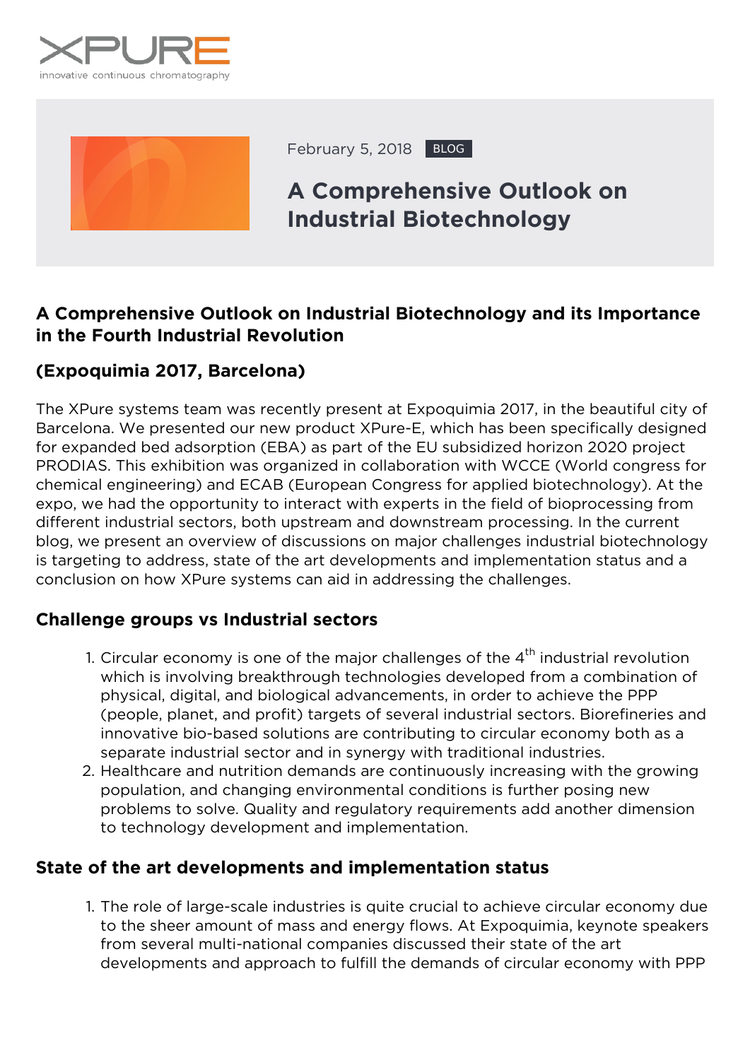XPURE
innovative continuous chromatography

February 5, 2018 BLOG

# A Comprehensive Outlook on Industrial Biotechnology

## A Comprehensive Outlook on Industrial Biotechnology and its Importance in the Fourth Industrial Revolution

## (Expoquimia 2017, Barcelona)

The XPure systems team was recently present at Expoquimia 2017, in the beautiful city of Barcelona. We presented our new product XPure-E, which has been specifically designed for expanded bed adsorption (EBA) as part of the EU subsidized horizon 2020 project PRODIAS. This exhibition was organized in collaboration with WCCE (World congress for chemical engineering) and ECAB (European Congress for applied biotechnology). At the expo, we had the opportunity to interact with experts in the field of bioprocessing from different industrial sectors, both upstream and downstream processing. In the current blog, we present an overview of discussions on major challenges industrial biotechnology is targeting to address, state of the art developments and implementation status and a conclusion on how XPure systems can aid in addressing the challenges.

### Challenge groups vs Industrial sectors

1. Circular economy is one of the major challenges of the 4th industrial revolution which is involving breakthrough technologies developed from a combination of physical, digital, and biological advancements, in order to achieve the PPP (people, planet, and profit) targets of several industrial sectors. Biorefineries and innovative bio-based solutions are contributing to circular economy both as a separate industrial sector and in synergy with traditional industries.
2. Healthcare and nutrition demands are continuously increasing with the growing population, and changing environmental conditions is further posing new problems to solve. Quality and regulatory requirements add another dimension to technology development and implementation.

### State of the art developments and implementation status

1. The role of large-scale industries is quite crucial to achieve circular economy due to the sheer amount of mass and energy flows. At Expoquimia, keynote speakers from several multi-national companies discussed their state of the art developments and approach to fulfill the demands of circular economy with PPP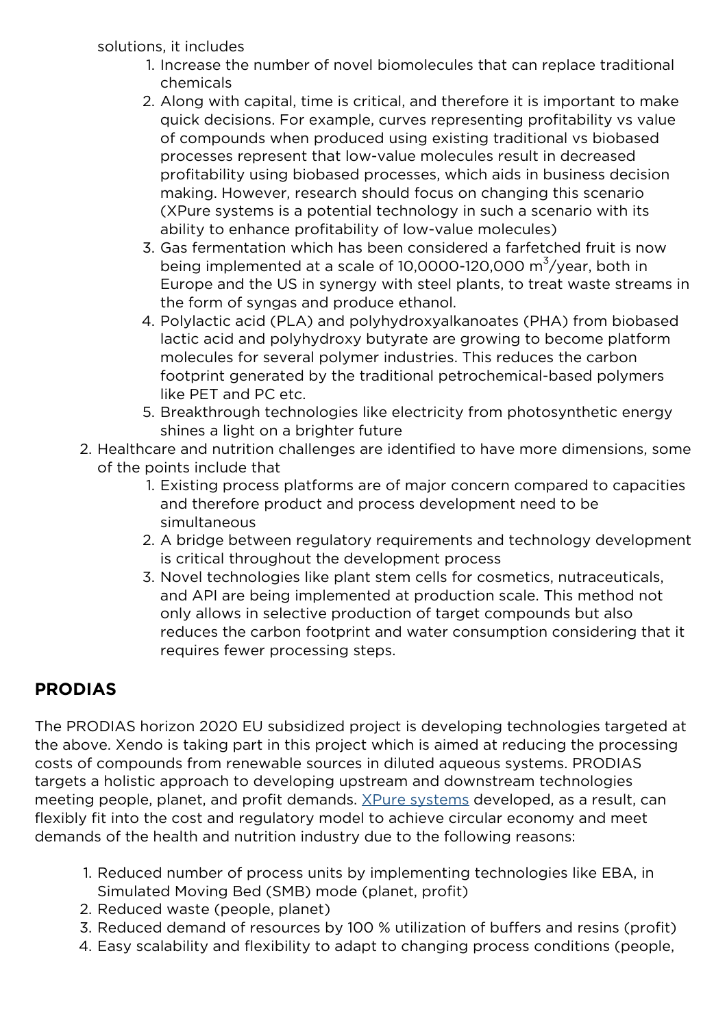solutions, it includes

   1. Increase the number of novel biomolecules that can replace traditional chemicals
   2. Along with capital, time is critical, and therefore it is important to make quick decisions. For example, curves representing profitability vs value of compounds when produced using existing traditional vs biobased processes represent that low-value molecules result in decreased profitability using biobased processes, which aids in business decision making. However, research should focus on changing this scenario (XPure systems is a potential technology in such a scenario with its ability to enhance profitability of low-value molecules)
   3. Gas fermentation which has been considered a farfetched fruit is now being implemented at a scale of 10,0000-120,000 $m^3$/year, both in Europe and the US in synergy with steel plants, to treat waste streams in the form of syngas and produce ethanol.
   4. Polylactic acid (PLA) and polyhydroxyalkanoates (PHA) from biobased lactic acid and polyhydroxy butyrate are growing to become platform molecules for several polymer industries. This reduces the carbon footprint generated by the traditional petrochemical-based polymers like PET and PC etc.
   5. Breakthrough technologies like electricity from photosynthetic energy shines a light on a brighter future

2. Healthcare and nutrition challenges are identified to have more dimensions, some of the points include that
   1. Existing process platforms are of major concern compared to capacities and therefore product and process development need to be simultaneous
   2. A bridge between regulatory requirements and technology development is critical throughout the development process
   3. Novel technologies like plant stem cells for cosmetics, nutraceuticals, and API are being implemented at production scale. This method not only allows in selective production of target compounds but also reduces the carbon footprint and water consumption considering that it requires fewer processing steps.

## PRODIAS

The PRODIAS horizon 2020 EU subsidized project is developing technologies targeted at the above. Xendo is taking part in this project which is aimed at reducing the processing costs of compounds from renewable sources in diluted aqueous systems. PRODIAS targets a holistic approach to developing upstream and downstream technologies meeting people, planet, and profit demands. XPure systems developed, as a result, can flexibly fit into the cost and regulatory model to achieve circular economy and meet demands of the health and nutrition industry due to the following reasons:

1. Reduced number of process units by implementing technologies like EBA, in Simulated Moving Bed (SMB) mode (planet, profit)
2. Reduced waste (people, planet)
3. Reduced demand of resources by 100 % utilization of buffers and resins (profit)
4. Easy scalability and flexibility to adapt to changing process conditions (people,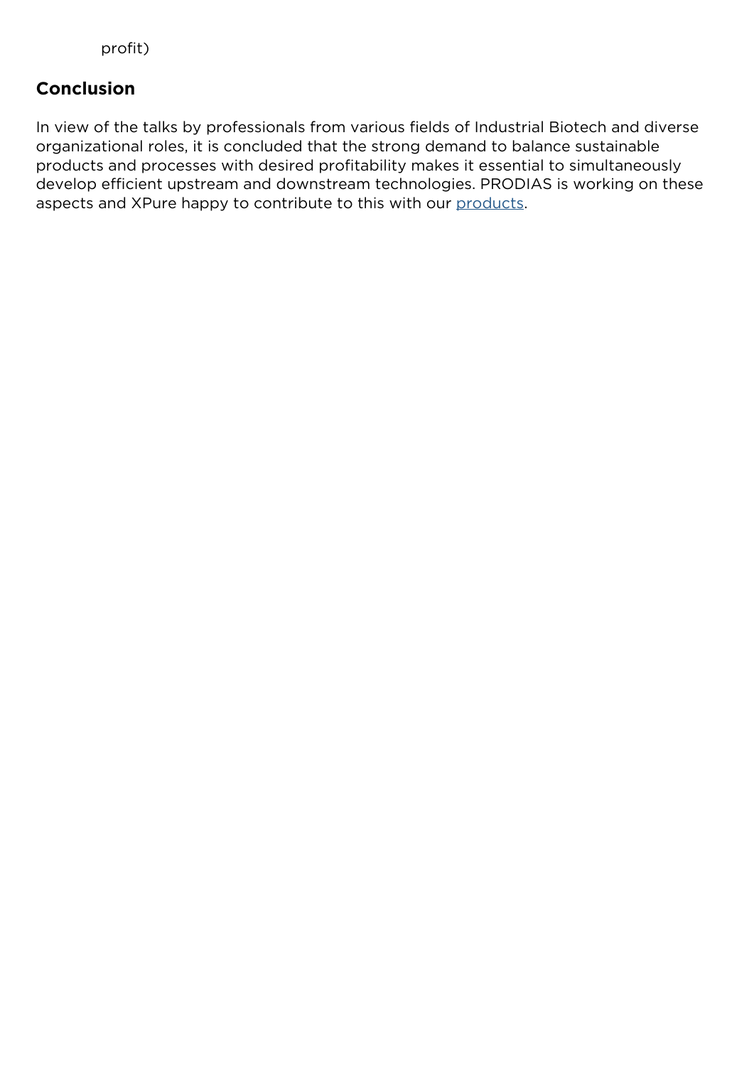profit)

## Conclusion

In view of the talks by professionals from various fields of Industrial Biotech and diverse organizational roles, it is concluded that the strong demand to balance sustainable products and processes with desired profitability makes it essential to simultaneously develop efficient upstream and downstream technologies. PRODIAS is working on these aspects and XPure happy to contribute to this with our products.